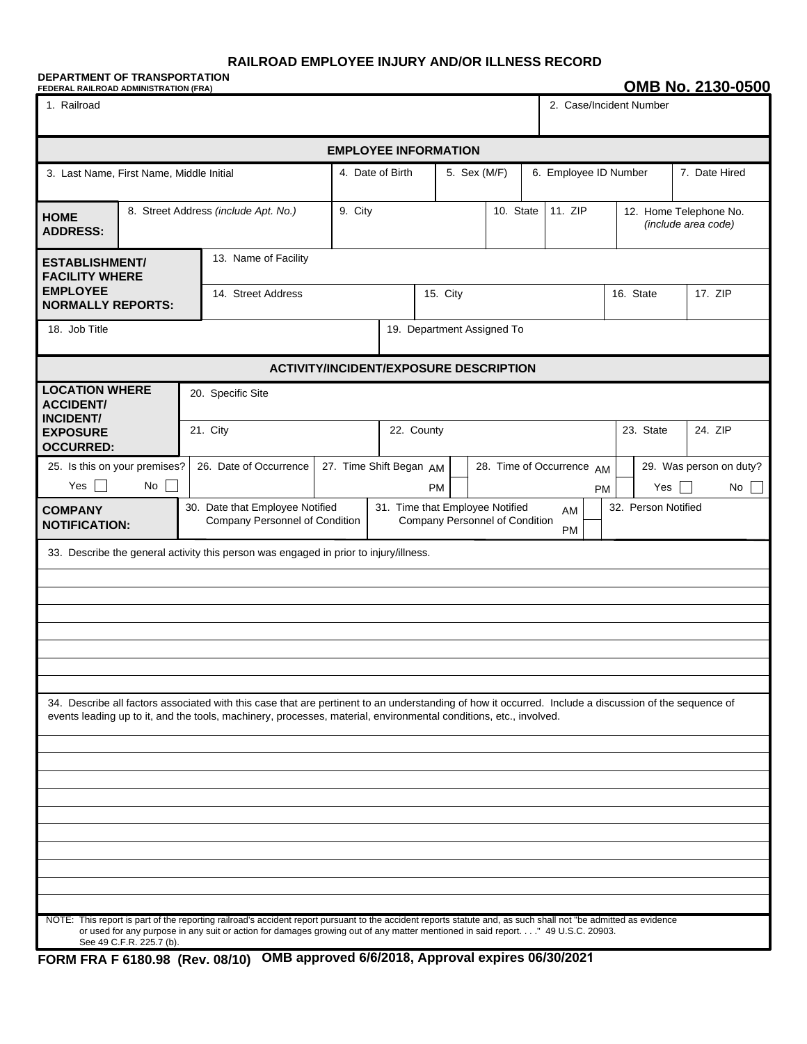# RAILROAD EMPLOYEE INJURY AND/OR ILLNESS RECORD

**DEPARTMENT OF TRANSPORTATION**
**FEDERAL RAILROAD ADMINISTRATION (FRA)**

**OMB No. 2130-0500**

| 1. Railroad | 2. Case/Incident Number |
|---|---|
| | |

## EMPLOYEE INFORMATION

| 3. Last Name, First Name, Middle Initial | 4. Date of Birth | 5. Sex (M/F) | 6. Employee ID Number | 7. Date Hired |
|---|---|---|---|---|
| | | | | |

| **HOME ADDRESS:** | 8. Street Address *(include Apt. No.)* | 9. City | 10. State | 11. ZIP | 12. Home Telephone No. *(include area code)* |
|---|---|---|---|---|---|
| | | | | | |

| **ESTABLISHMENT/ FACILITY WHERE EMPLOYEE NORMALLY REPORTS:** | 13. Name of Facility | | | |
|---|---|---|---|---|
| | 14. Street Address | 15. City | 16. State | 17. ZIP |

| 18. Job Title | 19. Department Assigned To |
|---|---|
| | |

## ACTIVITY/INCIDENT/EXPOSURE DESCRIPTION

| **LOCATION WHERE ACCIDENT/ INCIDENT/ EXPOSURE OCCURRED:** | 20. Specific Site | | | |
|---|---|---|---|---|
| | 21. City | 22. County | 23. State | 24. ZIP |

| 25. Is this on your premises? | 26. Date of Occurrence | 27. Time Shift Began | 28. Time of Occurrence | 29. Was person on duty? |
|---|---|---|---|---|
| Yes ☐ No ☐ | | AM ☐ PM ☐ | AM ☐ PM ☐ | Yes ☐ No ☐ |

| **COMPANY NOTIFICATION:** | 30. Date that Employee Notified Company Personnel of Condition | 31. Time that Employee Notified Company Personnel of Condition | 32. Person Notified |
|---|---|---|---|
| | | AM ☐ PM ☐ | |

33. Describe the general activity this person was engaged in prior to injury/illness.

34. Describe all factors associated with this case that are pertinent to an understanding of how it occurred. Include a discussion of the sequence of events leading up to it, and the tools, machinery, processes, material, environmental conditions, etc., involved.

NOTE: This report is part of the reporting railroad's accident report pursuant to the accident reports statute and, as such shall not "be admitted as evidence or used for any purpose in any suit or action for damages growing out of any matter mentioned in said report. . . ." 49 U.S.C. 20903. See 49 C.F.R. 225.7 (b).

**FORM FRA F 6180.98 (Rev. 08/10)** **OMB approved 6/6/2018, Approval expires 06/30/2021**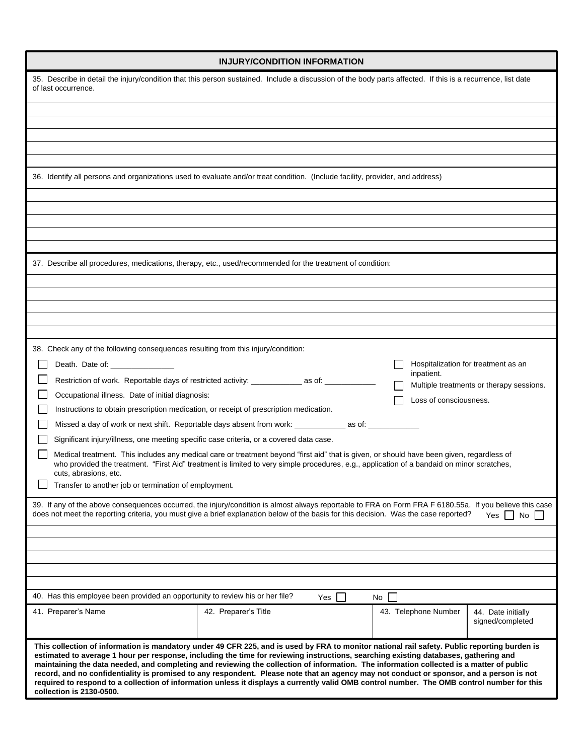## INJURY/CONDITION INFORMATION

35. Describe in detail the injury/condition that this person sustained. Include a discussion of the body parts affected. If this is a recurrence, list date of last occurrence.

36. Identify all persons and organizations used to evaluate and/or treat condition. (Include facility, provider, and address)

37. Describe all procedures, medications, therapy, etc., used/recommended for the treatment of condition:

38. Check any of the following consequences resulting from this injury/condition:

- ☐ Death. Date of: _______________
- ☐ Restriction of work. Reportable days of restricted activity: ____________ as of: ____________
- ☐ Occupational illness. Date of initial diagnosis:
- ☐ Instructions to obtain prescription medication, or receipt of prescription medication.
- ☐ Missed a day of work or next shift. Reportable days absent from work: ____________ as of: ____________
- ☐ Significant injury/illness, one meeting specific case criteria, or a covered data case.
- ☐ Medical treatment. This includes any medical care or treatment beyond "first aid" that is given, or should have been given, regardless of who provided the treatment. "First Aid" treatment is limited to very simple procedures, e.g., application of a bandaid on minor scratches, cuts, abrasions, etc.
- ☐ Transfer to another job or termination of employment.
- ☐ Hospitalization for treatment as an inpatient.
- ☐ Multiple treatments or therapy sessions.
- ☐ Loss of consciousness.

39. If any of the above consequences occurred, the injury/condition is almost always reportable to FRA on Form FRA F 6180.55a. If you believe this case does not meet the reporting criteria, you must give a brief explanation below of the basis for this decision. Was the case reported? Yes ☐ No ☐

40. Has this employee been provided an opportunity to review his or her file? Yes ☐ No ☐

| 41. Preparer's Name | 42. Preparer's Title | 43. Telephone Number | 44. Date initially signed/completed |
|---|---|---|---|
| | | | |

**This collection of information is mandatory under 49 CFR 225, and is used by FRA to monitor national rail safety. Public reporting burden is estimated to average 1 hour per response, including the time for reviewing instructions, searching existing databases, gathering and maintaining the data needed, and completing and reviewing the collection of information. The information collected is a matter of public record, and no confidentiality is promised to any respondent. Please note that an agency may not conduct or sponsor, and a person is not required to respond to a collection of information unless it displays a currently valid OMB control number. The OMB control number for this collection is 2130-0500.**